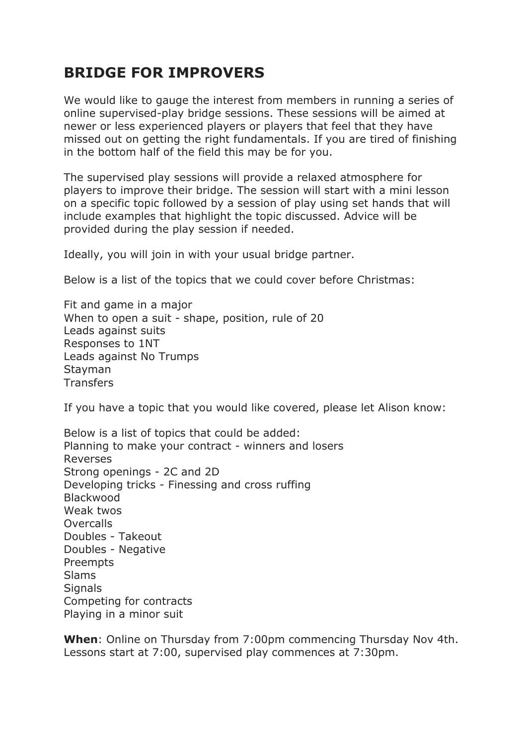# BRIDGE FOR IMPROVERS

We would like to gauge the interest from members in running a series of online supervised-play bridge sessions. These sessions will be aimed at newer or less experienced players or players that feel that they have missed out on getting the right fundamentals. If you are tired of finishing in the bottom half of the field this may be for you.

The supervised play sessions will provide a relaxed atmosphere for players to improve their bridge. The session will start with a mini lesson on a specific topic followed by a session of play using set hands that will include examples that highlight the topic discussed. Advice will be provided during the play session if needed.

Ideally, you will join in with your usual bridge partner.

Below is a list of the topics that we could cover before Christmas:

Fit and game in a major
When to open a suit - shape, position, rule of 20
Leads against suits
Responses to 1NT
Leads against No Trumps
Stayman
Transfers

If you have a topic that you would like covered, please let Alison know:

Below is a list of topics that could be added:
Planning to make your contract - winners and losers
Reverses
Strong openings - 2C and 2D
Developing tricks - Finessing and cross ruffing
Blackwood
Weak twos
Overcalls
Doubles - Takeout
Doubles - Negative
Preempts
Slams
Signals
Competing for contracts
Playing in a minor suit

**When**: Online on Thursday from 7:00pm commencing Thursday Nov 4th. Lessons start at 7:00, supervised play commences at 7:30pm.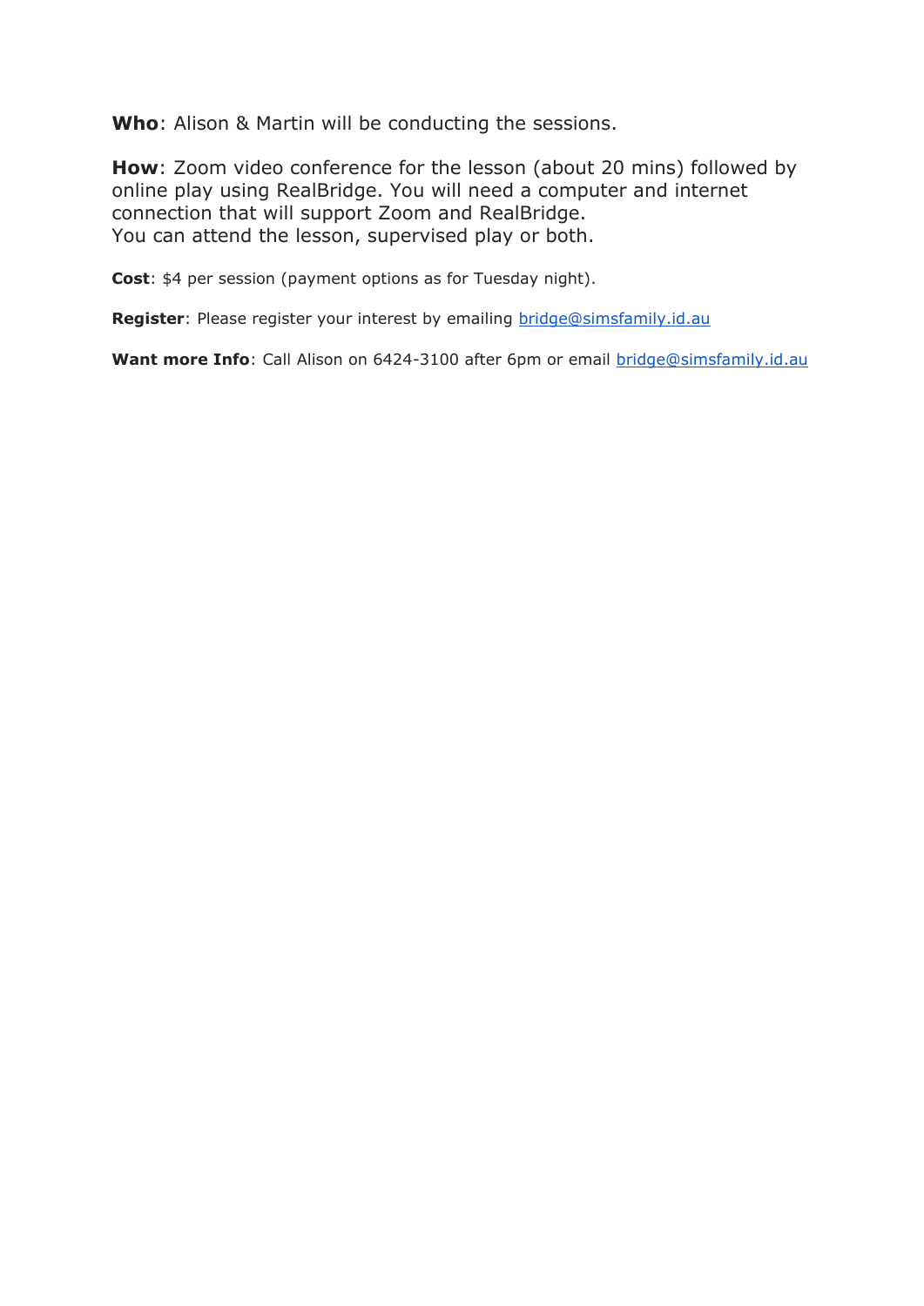**Who**: Alison & Martin will be conducting the sessions.

**How**: Zoom video conference for the lesson (about 20 mins) followed by online play using RealBridge. You will need a computer and internet connection that will support Zoom and RealBridge.
You can attend the lesson, supervised play or both.

**Cost**: $4 per session (payment options as for Tuesday night).

**Register**: Please register your interest by emailing bridge@simsfamily.id.au

**Want more Info**: Call Alison on 6424-3100 after 6pm or email bridge@simsfamily.id.au